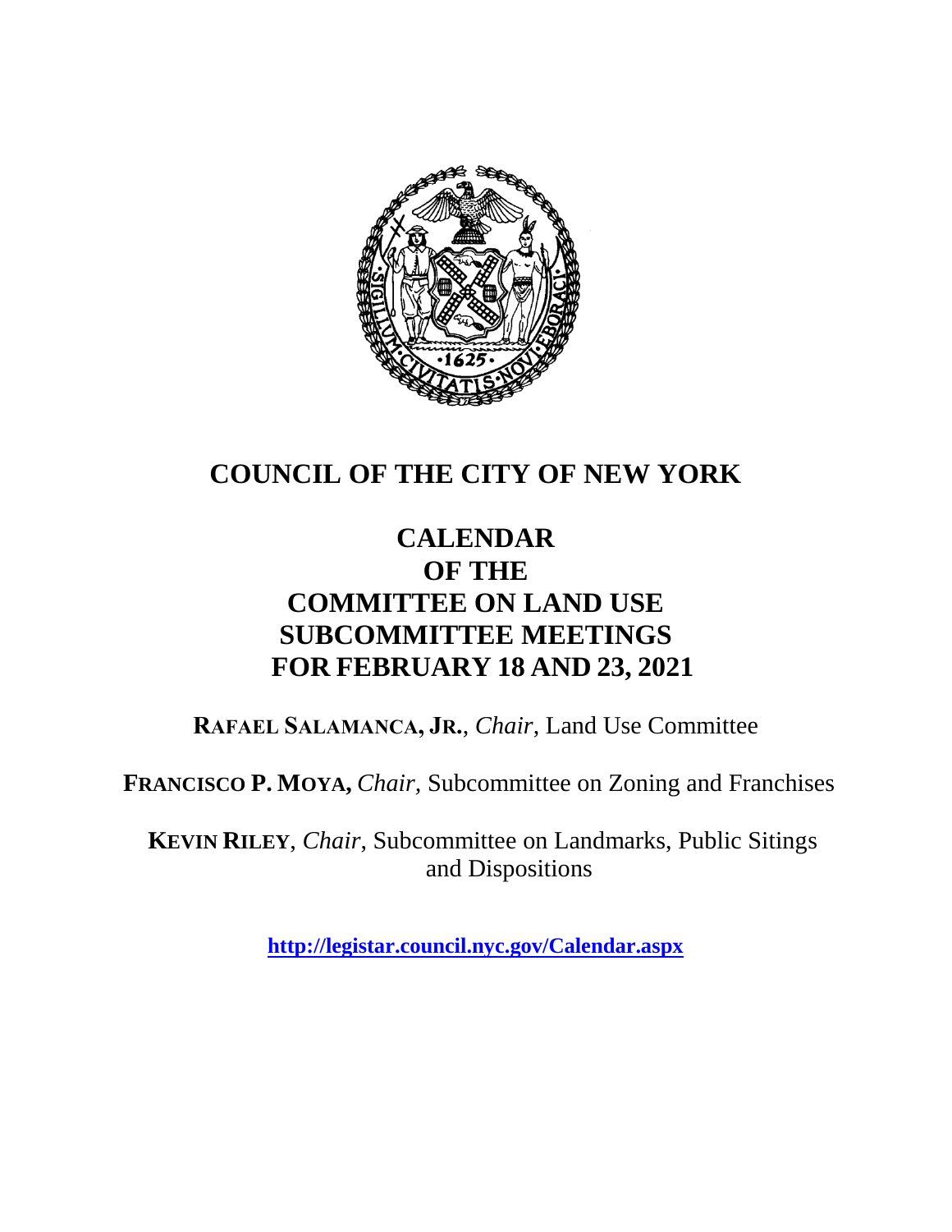# COUNCIL OF THE CITY OF NEW YORK

## CALENDAR
## OF THE
## COMMITTEE ON LAND USE
## SUBCOMMITTEE MEETINGS
## FOR FEBRUARY 18 AND 23, 2021

**RAFAEL SALAMANCA, JR.**, *Chair*, Land Use Committee

**FRANCISCO P. MOYA,** *Chair,* Subcommittee on Zoning and Franchises

**KEVIN RILEY**, *Chair*, Subcommittee on Landmarks, Public Sitings and Dispositions

**http://legistar.council.nyc.gov/Calendar.aspx**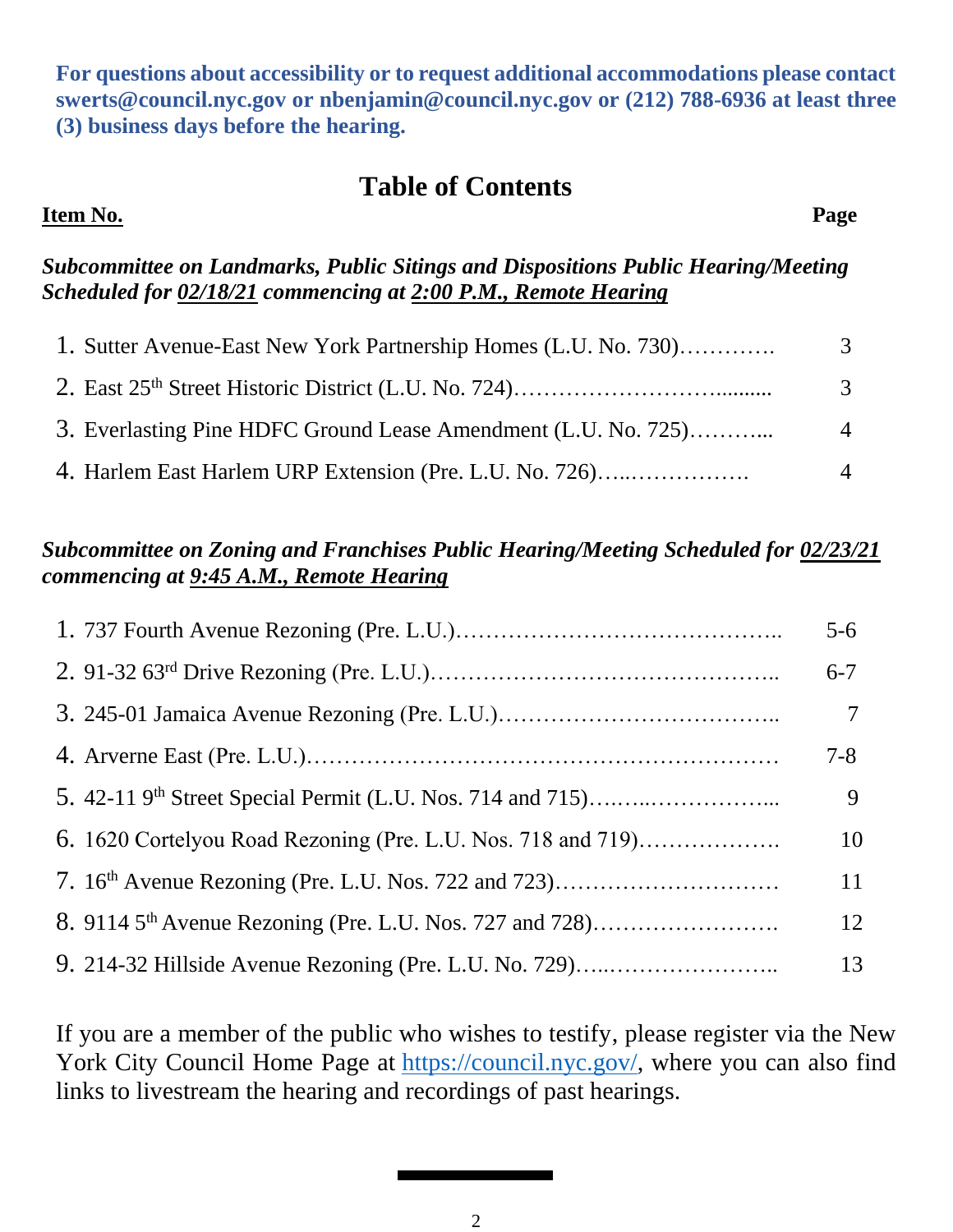**For questions about accessibility or to request additional accommodations please contact swerts@council.nyc.gov or nbenjamin@council.nyc.gov or (212) 788-6936 at least three (3) business days before the hearing.**

## Table of Contents

| Item No. | Page |
| --- | --- |
| ***Subcommittee on Landmarks, Public Sitings and Dispositions Public Hearing/Meeting Scheduled for 02/18/21 commencing at 2:00 P.M., Remote Hearing*** | |
| 1. Sutter Avenue-East New York Partnership Homes (L.U. No. 730) | 3 |
| 2. East 25th Street Historic District (L.U. No. 724) | 3 |
| 3. Everlasting Pine HDFC Ground Lease Amendment (L.U. No. 725) | 4 |
| 4. Harlem East Harlem URP Extension (Pre. L.U. No. 726) | 4 |
| ***Subcommittee on Zoning and Franchises Public Hearing/Meeting Scheduled for 02/23/21 commencing at 9:45 A.M., Remote Hearing*** | |
| 1. 737 Fourth Avenue Rezoning (Pre. L.U.) | 5-6 |
| 2. 91-32 63rd Drive Rezoning (Pre. L.U.) | 6-7 |
| 3. 245-01 Jamaica Avenue Rezoning (Pre. L.U.) | 7 |
| 4. Arverne East (Pre. L.U.) | 7-8 |
| 5. 42-11 9th Street Special Permit (L.U. Nos. 714 and 715) | 9 |
| 6. 1620 Cortelyou Road Rezoning (Pre. L.U. Nos. 718 and 719) | 10 |
| 7. 16th Avenue Rezoning (Pre. L.U. Nos. 722 and 723) | 11 |
| 8. 9114 5th Avenue Rezoning (Pre. L.U. Nos. 727 and 728) | 12 |
| 9. 214-32 Hillside Avenue Rezoning (Pre. L.U. No. 729) | 13 |

If you are a member of the public who wishes to testify, please register via the New York City Council Home Page at https://council.nyc.gov/, where you can also find links to livestream the hearing and recordings of past hearings.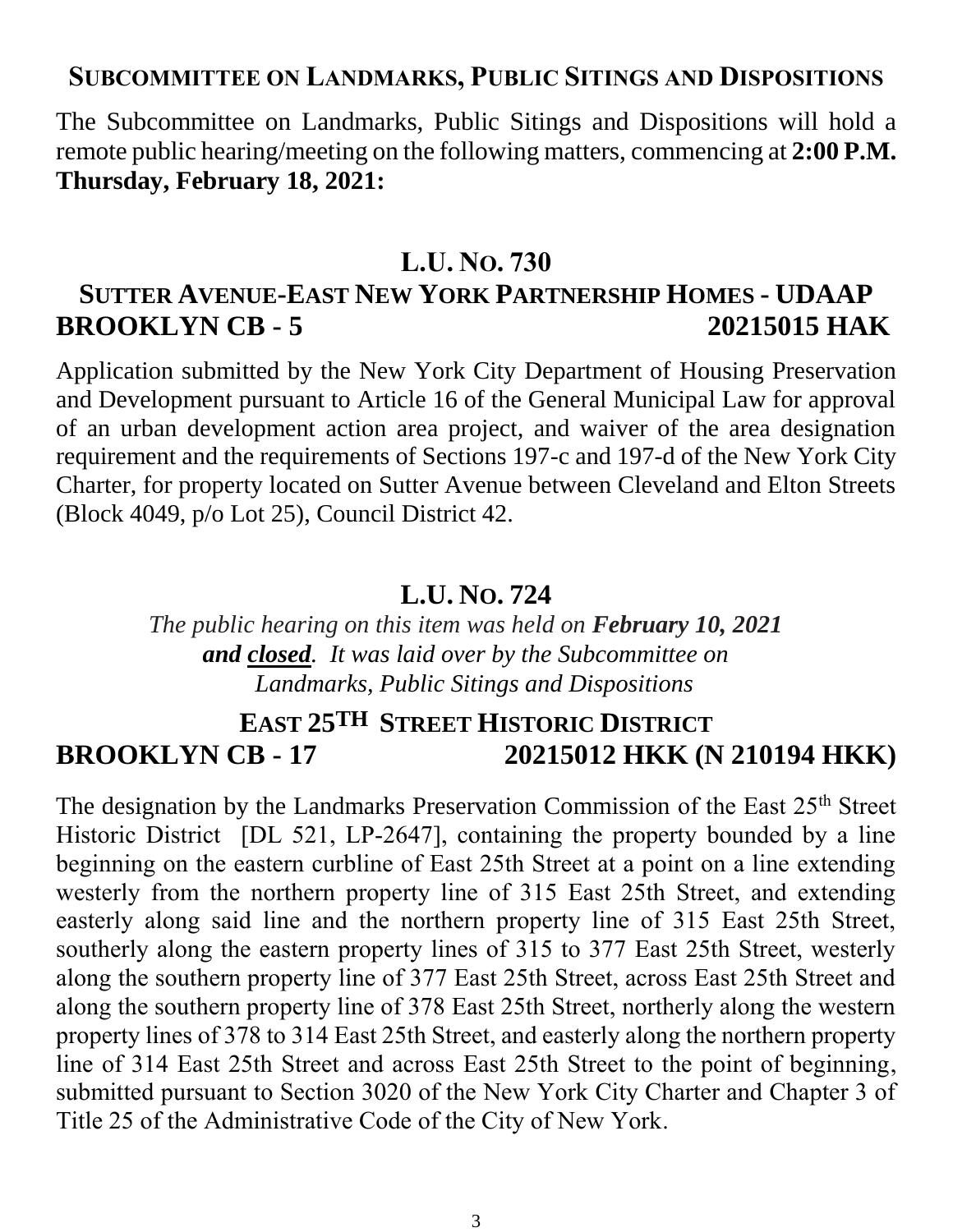## SUBCOMMITTEE ON LANDMARKS, PUBLIC SITINGS AND DISPOSITIONS

The Subcommittee on Landmarks, Public Sitings and Dispositions will hold a remote public hearing/meeting on the following matters, commencing at **2:00 P.M. Thursday, February 18, 2021:**

### L.U. NO. 730

### SUTTER AVENUE-EAST NEW YORK PARTNERSHIP HOMES - UDAAP

**BROOKLYN CB - 5** **20215015 HAK**

Application submitted by the New York City Department of Housing Preservation and Development pursuant to Article 16 of the General Municipal Law for approval of an urban development action area project, and waiver of the area designation requirement and the requirements of Sections 197-c and 197-d of the New York City Charter, for property located on Sutter Avenue between Cleveland and Elton Streets (Block 4049, p/o Lot 25), Council District 42.

### L.U. NO. 724

*The public hearing on this item was held on* ***February 10, 2021*** ***and closed****. It was laid over by the Subcommittee on Landmarks, Public Sitings and Dispositions*

### EAST 25TH STREET HISTORIC DISTRICT

**BROOKLYN CB - 17** **20215012 HKK (N 210194 HKK)**

The designation by the Landmarks Preservation Commission of the East 25th Street Historic District [DL 521, LP-2647], containing the property bounded by a line beginning on the eastern curbline of East 25th Street at a point on a line extending westerly from the northern property line of 315 East 25th Street, and extending easterly along said line and the northern property line of 315 East 25th Street, southerly along the eastern property lines of 315 to 377 East 25th Street, westerly along the southern property line of 377 East 25th Street, across East 25th Street and along the southern property line of 378 East 25th Street, northerly along the western property lines of 378 to 314 East 25th Street, and easterly along the northern property line of 314 East 25th Street and across East 25th Street to the point of beginning, submitted pursuant to Section 3020 of the New York City Charter and Chapter 3 of Title 25 of the Administrative Code of the City of New York.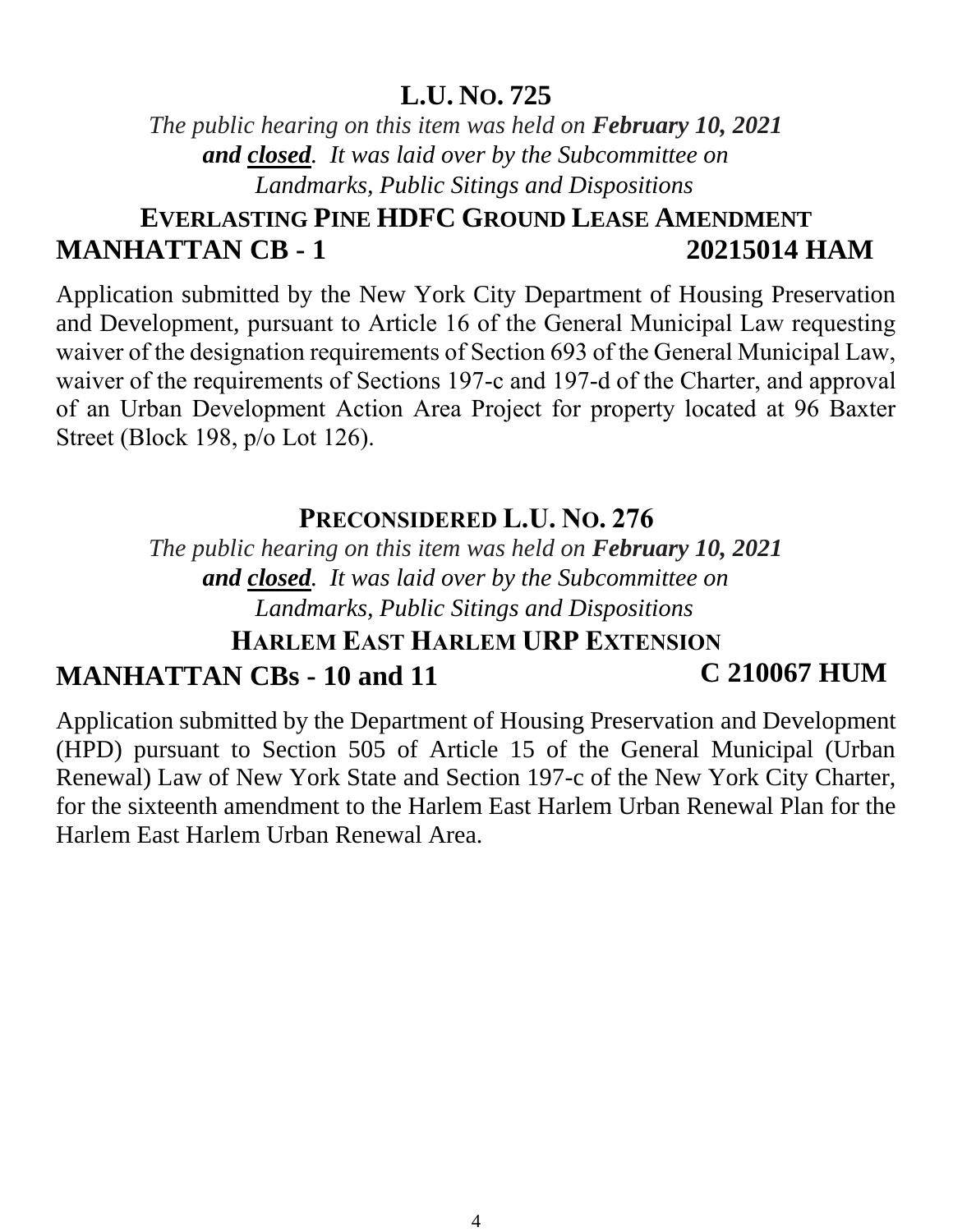## L.U. No. 725

*The public hearing on this item was held on **February 10, 2021 and closed**. It was laid over by the Subcommittee on Landmarks, Public Sitings and Dispositions*

### Everlasting Pine HDFC Ground Lease Amendment

**MANHATTAN CB - 1** **20215014 HAM**

Application submitted by the New York City Department of Housing Preservation and Development, pursuant to Article 16 of the General Municipal Law requesting waiver of the designation requirements of Section 693 of the General Municipal Law, waiver of the requirements of Sections 197-c and 197-d of the Charter, and approval of an Urban Development Action Area Project for property located at 96 Baxter Street (Block 198, p/o Lot 126).

## Preconsidered L.U. No. 276

*The public hearing on this item was held on **February 10, 2021 and closed**. It was laid over by the Subcommittee on Landmarks, Public Sitings and Dispositions*

### Harlem East Harlem URP Extension

**MANHATTAN CBs - 10 and 11** **C 210067 HUM**

Application submitted by the Department of Housing Preservation and Development (HPD) pursuant to Section 505 of Article 15 of the General Municipal (Urban Renewal) Law of New York State and Section 197-c of the New York City Charter, for the sixteenth amendment to the Harlem East Harlem Urban Renewal Plan for the Harlem East Harlem Urban Renewal Area.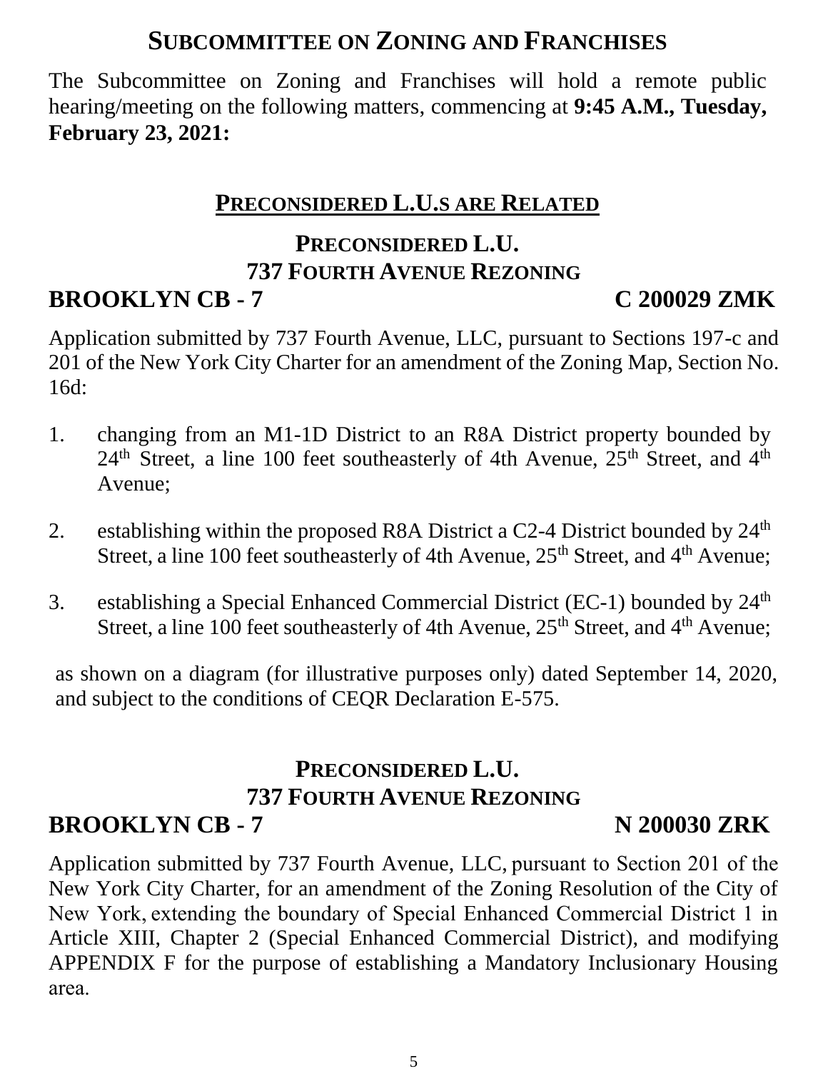## SUBCOMMITTEE ON ZONING AND FRANCHISES

The Subcommittee on Zoning and Franchises will hold a remote public hearing/meeting on the following matters, commencing at **9:45 A.M., Tuesday, February 23, 2021:**

### PRECONSIDERED L.U.S ARE RELATED

### PRECONSIDERED L.U.
### 737 FOURTH AVENUE REZONING
### BROOKLYN CB - 7 C 200029 ZMK

Application submitted by 737 Fourth Avenue, LLC, pursuant to Sections 197-c and 201 of the New York City Charter for an amendment of the Zoning Map, Section No. 16d:

1. changing from an M1-1D District to an R8A District property bounded by 24th Street, a line 100 feet southeasterly of 4th Avenue, 25th Street, and 4th Avenue;

2. establishing within the proposed R8A District a C2-4 District bounded by 24th Street, a line 100 feet southeasterly of 4th Avenue, 25th Street, and 4th Avenue;

3. establishing a Special Enhanced Commercial District (EC-1) bounded by 24th Street, a line 100 feet southeasterly of 4th Avenue, 25th Street, and 4th Avenue;

as shown on a diagram (for illustrative purposes only) dated September 14, 2020, and subject to the conditions of CEQR Declaration E-575.

### PRECONSIDERED L.U.
### 737 FOURTH AVENUE REZONING
### BROOKLYN CB - 7 N 200030 ZRK

Application submitted by 737 Fourth Avenue, LLC, pursuant to Section 201 of the New York City Charter, for an amendment of the Zoning Resolution of the City of New York, extending the boundary of Special Enhanced Commercial District 1 in Article XIII, Chapter 2 (Special Enhanced Commercial District), and modifying APPENDIX F for the purpose of establishing a Mandatory Inclusionary Housing area.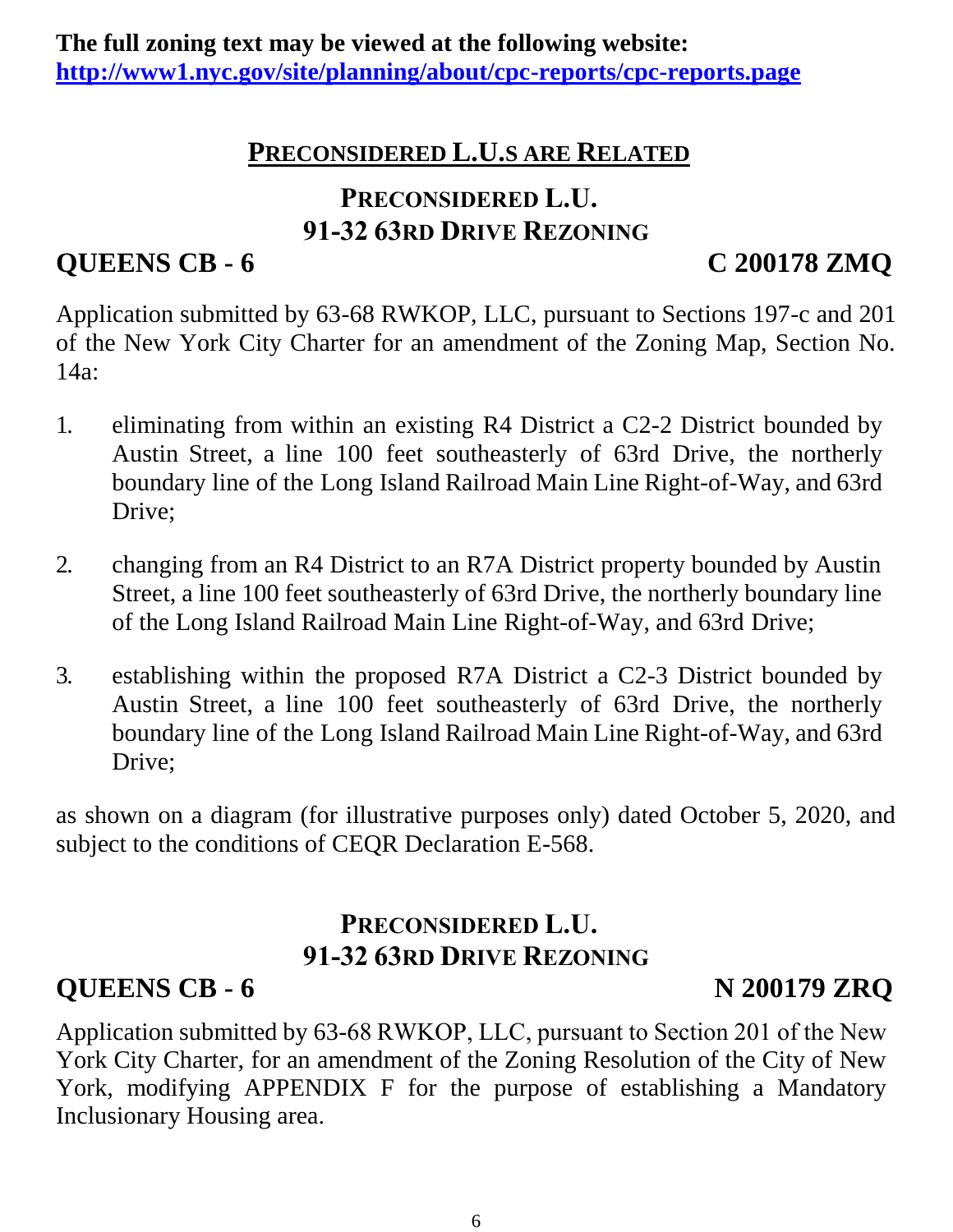**The full zoning text may be viewed at the following website:**
**http://www1.nyc.gov/site/planning/about/cpc-reports/cpc-reports.page**

## PRECONSIDERED L.U.S ARE RELATED

### PRECONSIDERED L.U.
### 91-32 63RD DRIVE REZONING

**QUEENS CB - 6** **C 200178 ZMQ**

Application submitted by 63-68 RWKOP, LLC, pursuant to Sections 197-c and 201 of the New York City Charter for an amendment of the Zoning Map, Section No. 14a:

1. eliminating from within an existing R4 District a C2-2 District bounded by Austin Street, a line 100 feet southeasterly of 63rd Drive, the northerly boundary line of the Long Island Railroad Main Line Right-of-Way, and 63rd Drive;

2. changing from an R4 District to an R7A District property bounded by Austin Street, a line 100 feet southeasterly of 63rd Drive, the northerly boundary line of the Long Island Railroad Main Line Right-of-Way, and 63rd Drive;

3. establishing within the proposed R7A District a C2-3 District bounded by Austin Street, a line 100 feet southeasterly of 63rd Drive, the northerly boundary line of the Long Island Railroad Main Line Right-of-Way, and 63rd Drive;

as shown on a diagram (for illustrative purposes only) dated October 5, 2020, and subject to the conditions of CEQR Declaration E-568.

### PRECONSIDERED L.U.
### 91-32 63RD DRIVE REZONING

**QUEENS CB - 6** **N 200179 ZRQ**

Application submitted by 63-68 RWKOP, LLC, pursuant to Section 201 of the New York City Charter, for an amendment of the Zoning Resolution of the City of New York, modifying APPENDIX F for the purpose of establishing a Mandatory Inclusionary Housing area.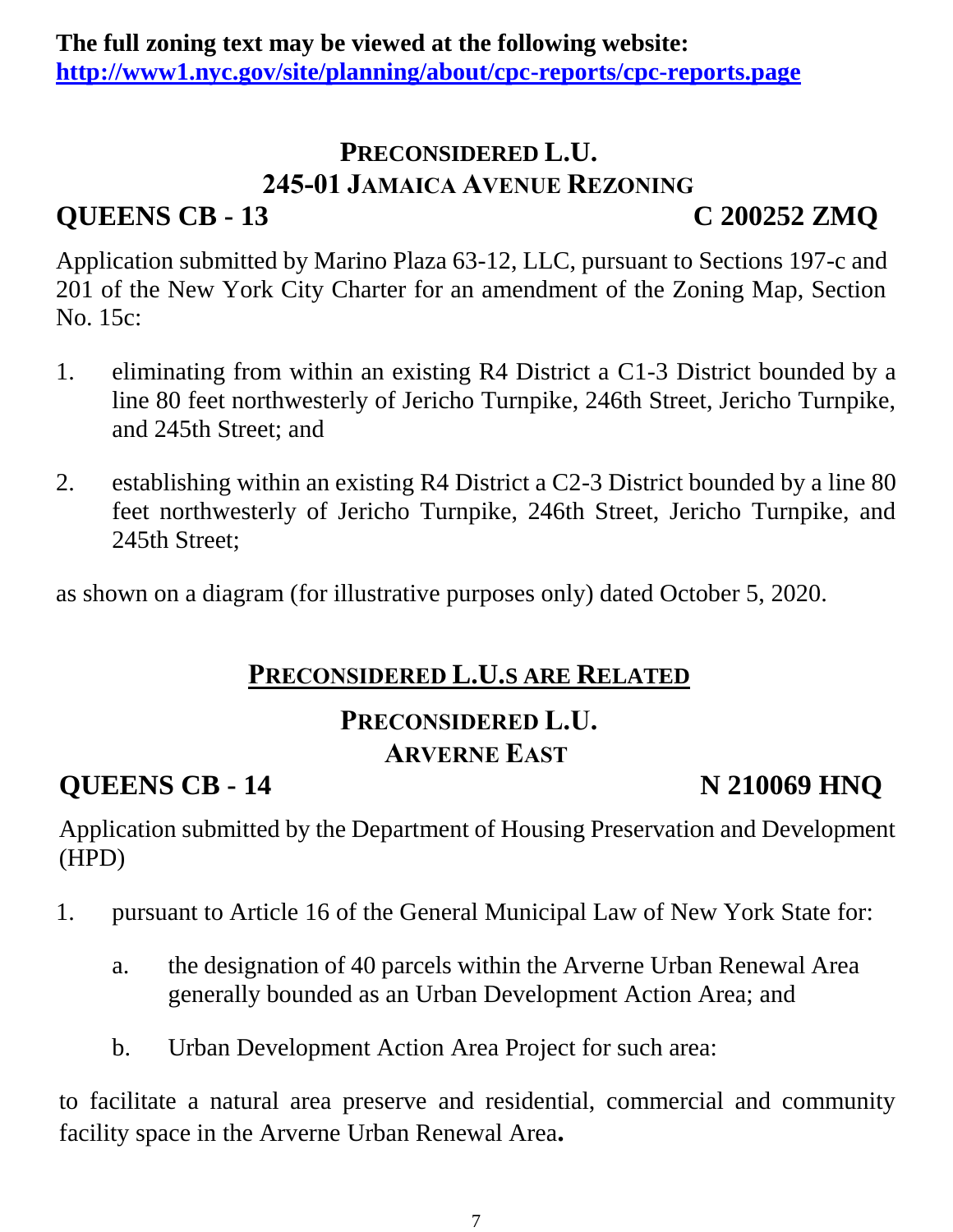**The full zoning text may be viewed at the following website:**
**[http://www1.nyc.gov/site/planning/about/cpc-reports/cpc-reports.page](http://www1.nyc.gov/site/planning/about/cpc-reports/cpc-reports.page)**

## PRECONSIDERED L.U.
## 245-01 JAMAICA AVENUE REZONING

**QUEENS CB - 13** **C 200252 ZMQ**

Application submitted by Marino Plaza 63-12, LLC, pursuant to Sections 197-c and 201 of the New York City Charter for an amendment of the Zoning Map, Section No. 15c:

1. eliminating from within an existing R4 District a C1-3 District bounded by a line 80 feet northwesterly of Jericho Turnpike, 246th Street, Jericho Turnpike, and 245th Street; and

2. establishing within an existing R4 District a C2-3 District bounded by a line 80 feet northwesterly of Jericho Turnpike, 246th Street, Jericho Turnpike, and 245th Street;

as shown on a diagram (for illustrative purposes only) dated October 5, 2020.

## PRECONSIDERED L.U.S ARE RELATED

## PRECONSIDERED L.U.
## ARVERNE EAST

**QUEENS CB - 14** **N 210069 HNQ**

Application submitted by the Department of Housing Preservation and Development (HPD)

1. pursuant to Article 16 of the General Municipal Law of New York State for:

   a. the designation of 40 parcels within the Arverne Urban Renewal Area generally bounded as an Urban Development Action Area; and

   b. Urban Development Action Area Project for such area:

to facilitate a natural area preserve and residential, commercial and community facility space in the Arverne Urban Renewal Area**.**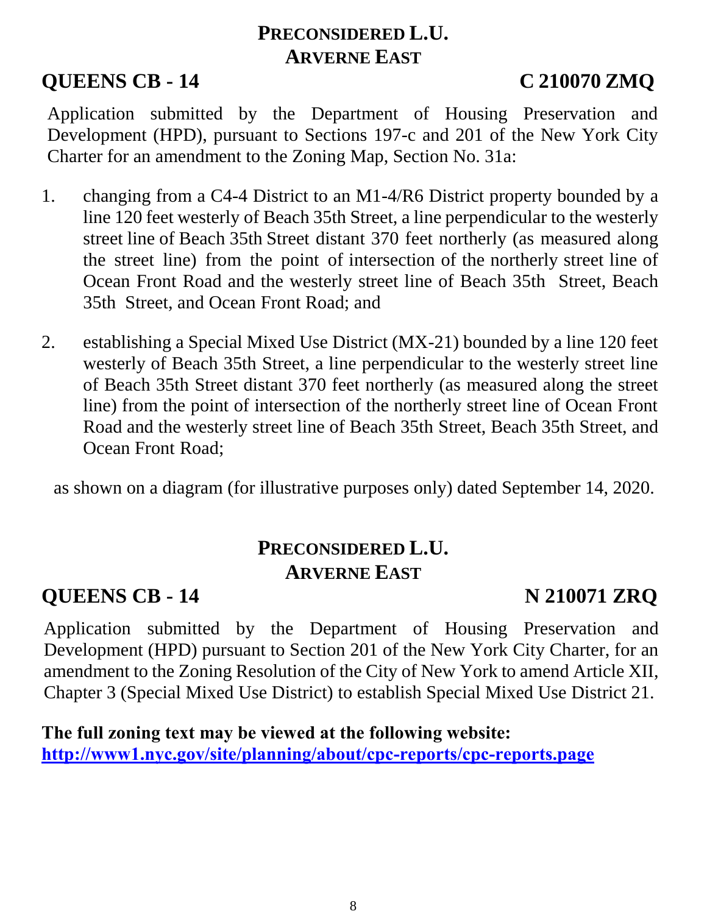## PRECONSIDERED L.U.
## ARVERNE EAST

**QUEENS CB - 14** **C 210070 ZMQ**

Application submitted by the Department of Housing Preservation and Development (HPD), pursuant to Sections 197-c and 201 of the New York City Charter for an amendment to the Zoning Map, Section No. 31a:

1. changing from a C4-4 District to an M1-4/R6 District property bounded by a line 120 feet westerly of Beach 35th Street, a line perpendicular to the westerly street line of Beach 35th Street distant 370 feet northerly (as measured along the street line) from the point of intersection of the northerly street line of Ocean Front Road and the westerly street line of Beach 35th Street, Beach 35th Street, and Ocean Front Road; and

2. establishing a Special Mixed Use District (MX-21) bounded by a line 120 feet westerly of Beach 35th Street, a line perpendicular to the westerly street line of Beach 35th Street distant 370 feet northerly (as measured along the street line) from the point of intersection of the northerly street line of Ocean Front Road and the westerly street line of Beach 35th Street, Beach 35th Street, and Ocean Front Road;

as shown on a diagram (for illustrative purposes only) dated September 14, 2020.

## PRECONSIDERED L.U.
## ARVERNE EAST

**QUEENS CB - 14** **N 210071 ZRQ**

Application submitted by the Department of Housing Preservation and Development (HPD) pursuant to Section 201 of the New York City Charter, for an amendment to the Zoning Resolution of the City of New York to amend Article XII, Chapter 3 (Special Mixed Use District) to establish Special Mixed Use District 21.

**The full zoning text may be viewed at the following website:**
**http://www1.nyc.gov/site/planning/about/cpc-reports/cpc-reports.page**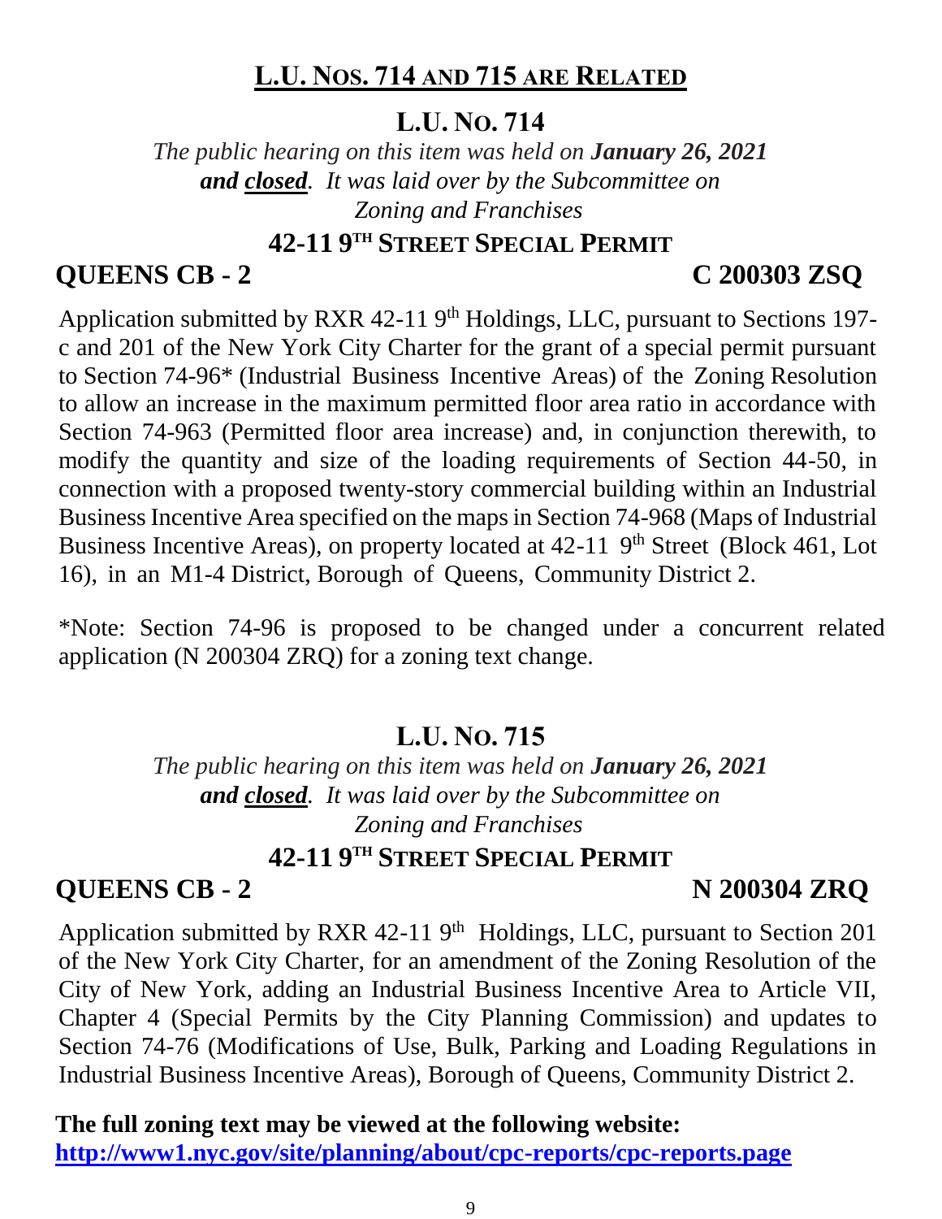## L.U. NOS. 714 AND 715 ARE RELATED

## L.U. NO. 714

*The public hearing on this item was held on **January 26, 2021** **and closed**. It was laid over by the Subcommittee on Zoning and Franchises*

### 42-11 9TH STREET SPECIAL PERMIT

**QUEENS CB - 2** **C 200303 ZSQ**

Application submitted by RXR 42-11 9th Holdings, LLC, pursuant to Sections 197-c and 201 of the New York City Charter for the grant of a special permit pursuant to Section 74-96* (Industrial Business Incentive Areas) of the Zoning Resolution to allow an increase in the maximum permitted floor area ratio in accordance with Section 74-963 (Permitted floor area increase) and, in conjunction therewith, to modify the quantity and size of the loading requirements of Section 44-50, in connection with a proposed twenty-story commercial building within an Industrial Business Incentive Area specified on the maps in Section 74-968 (Maps of Industrial Business Incentive Areas), on property located at 42-11 9th Street (Block 461, Lot 16), in an M1-4 District, Borough of Queens, Community District 2.

*Note: Section 74-96 is proposed to be changed under a concurrent related application (N 200304 ZRQ) for a zoning text change.

## L.U. NO. 715

*The public hearing on this item was held on **January 26, 2021** **and closed**. It was laid over by the Subcommittee on Zoning and Franchises*

### 42-11 9TH STREET SPECIAL PERMIT

**QUEENS CB - 2** **N 200304 ZRQ**

Application submitted by RXR 42-11 9th Holdings, LLC, pursuant to Section 201 of the New York City Charter, for an amendment of the Zoning Resolution of the City of New York, adding an Industrial Business Incentive Area to Article VII, Chapter 4 (Special Permits by the City Planning Commission) and updates to Section 74-76 (Modifications of Use, Bulk, Parking and Loading Regulations in Industrial Business Incentive Areas), Borough of Queens, Community District 2.

**The full zoning text may be viewed at the following website:**
**http://www1.nyc.gov/site/planning/about/cpc-reports/cpc-reports.page**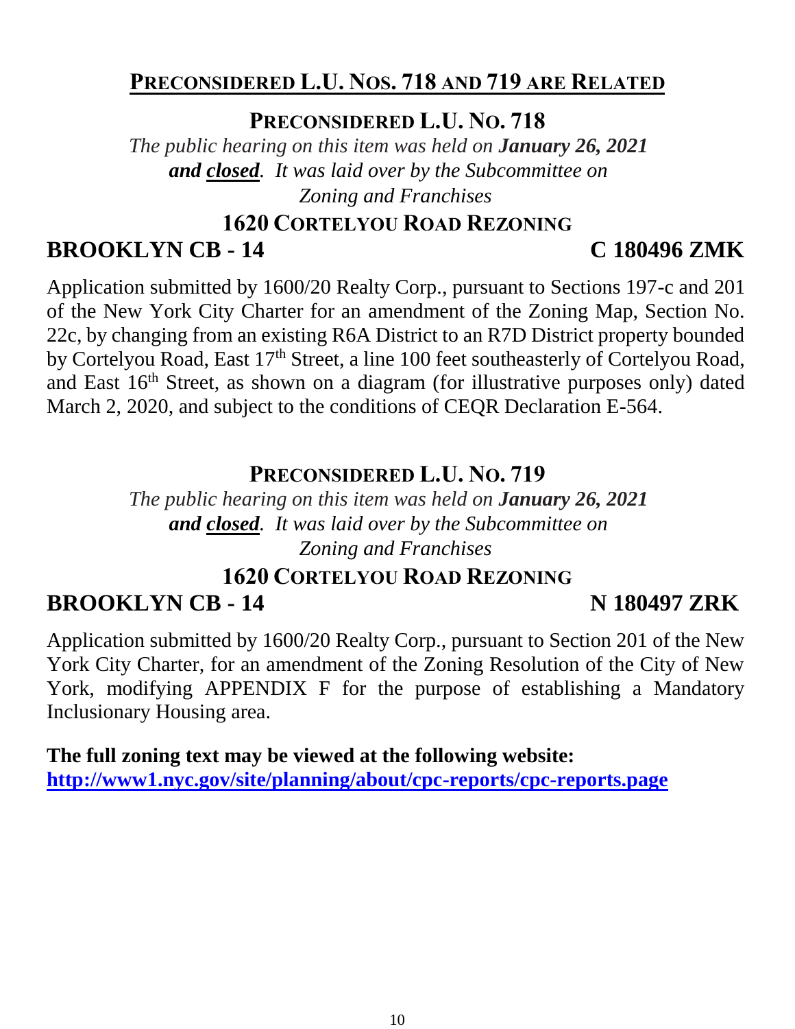## PRECONSIDERED L.U. NOS. 718 AND 719 ARE RELATED

### PRECONSIDERED L.U. NO. 718

*The public hearing on this item was held on **January 26, 2021** **and closed**. It was laid over by the Subcommittee on Zoning and Franchises*

### 1620 CORTELYOU ROAD REZONING

**BROOKLYN CB - 14** **C 180496 ZMK**

Application submitted by 1600/20 Realty Corp., pursuant to Sections 197-c and 201 of the New York City Charter for an amendment of the Zoning Map, Section No. 22c, by changing from an existing R6A District to an R7D District property bounded by Cortelyou Road, East 17th Street, a line 100 feet southeasterly of Cortelyou Road, and East 16th Street, as shown on a diagram (for illustrative purposes only) dated March 2, 2020, and subject to the conditions of CEQR Declaration E-564.

### PRECONSIDERED L.U. NO. 719

*The public hearing on this item was held on **January 26, 2021** **and closed**. It was laid over by the Subcommittee on Zoning and Franchises*

### 1620 CORTELYOU ROAD REZONING

**BROOKLYN CB - 14** **N 180497 ZRK**

Application submitted by 1600/20 Realty Corp., pursuant to Section 201 of the New York City Charter, for an amendment of the Zoning Resolution of the City of New York, modifying APPENDIX F for the purpose of establishing a Mandatory Inclusionary Housing area.

**The full zoning text may be viewed at the following website:**
**http://www1.nyc.gov/site/planning/about/cpc-reports/cpc-reports.page**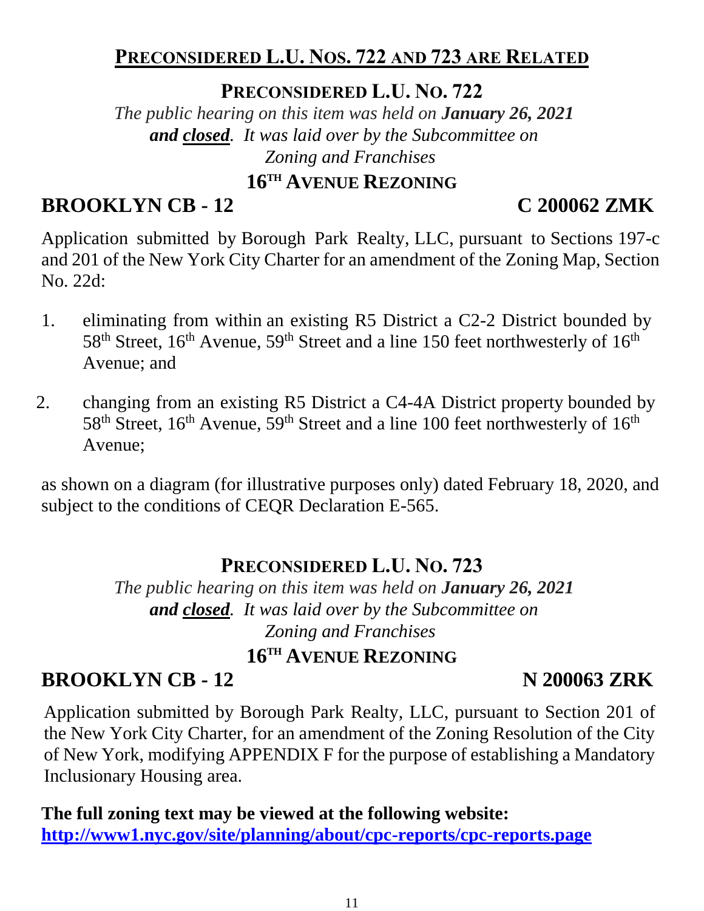## PRECONSIDERED L.U. NOS. 722 AND 723 ARE RELATED

### PRECONSIDERED L.U. NO. 722

*The public hearing on this item was held on **January 26, 2021** **and closed**. It was laid over by the Subcommittee on Zoning and Franchises*

### 16TH AVENUE REZONING

**BROOKLYN CB - 12** **C 200062 ZMK**

Application submitted by Borough Park Realty, LLC, pursuant to Sections 197-c and 201 of the New York City Charter for an amendment of the Zoning Map, Section No. 22d:

1. eliminating from within an existing R5 District a C2-2 District bounded by 58th Street, 16th Avenue, 59th Street and a line 150 feet northwesterly of 16th Avenue; and

2. changing from an existing R5 District a C4-4A District property bounded by 58th Street, 16th Avenue, 59th Street and a line 100 feet northwesterly of 16th Avenue;

as shown on a diagram (for illustrative purposes only) dated February 18, 2020, and subject to the conditions of CEQR Declaration E-565.

### PRECONSIDERED L.U. NO. 723

*The public hearing on this item was held on **January 26, 2021** **and closed**. It was laid over by the Subcommittee on Zoning and Franchises*

### 16TH AVENUE REZONING

**BROOKLYN CB - 12** **N 200063 ZRK**

Application submitted by Borough Park Realty, LLC, pursuant to Section 201 of the New York City Charter, for an amendment of the Zoning Resolution of the City of New York, modifying APPENDIX F for the purpose of establishing a Mandatory Inclusionary Housing area.

**The full zoning text may be viewed at the following website:**
**http://www1.nyc.gov/site/planning/about/cpc-reports/cpc-reports.page**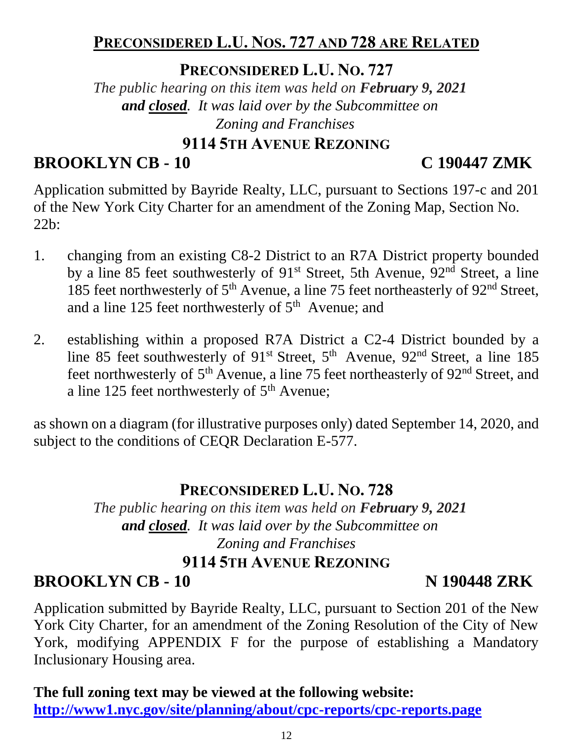## PRECONSIDERED L.U. NOS. 727 AND 728 ARE RELATED

### PRECONSIDERED L.U. NO. 727

*The public hearing on this item was held on **February 9, 2021** **and closed**. It was laid over by the Subcommittee on Zoning and Franchises*

### 9114 5TH AVENUE REZONING

**BROOKLYN CB - 10** **C 190447 ZMK**

Application submitted by Bayride Realty, LLC, pursuant to Sections 197-c and 201 of the New York City Charter for an amendment of the Zoning Map, Section No. 22b:

1. changing from an existing C8-2 District to an R7A District property bounded by a line 85 feet southwesterly of 91st Street, 5th Avenue, 92nd Street, a line 185 feet northwesterly of 5th Avenue, a line 75 feet northeasterly of 92nd Street, and a line 125 feet northwesterly of 5th Avenue; and

2. establishing within a proposed R7A District a C2-4 District bounded by a line 85 feet southwesterly of 91st Street, 5th Avenue, 92nd Street, a line 185 feet northwesterly of 5th Avenue, a line 75 feet northeasterly of 92nd Street, and a line 125 feet northwesterly of 5th Avenue;

as shown on a diagram (for illustrative purposes only) dated September 14, 2020, and subject to the conditions of CEQR Declaration E-577.

### PRECONSIDERED L.U. NO. 728

*The public hearing on this item was held on **February 9, 2021** **and closed**. It was laid over by the Subcommittee on Zoning and Franchises*

### 9114 5TH AVENUE REZONING

**BROOKLYN CB - 10** **N 190448 ZRK**

Application submitted by Bayride Realty, LLC, pursuant to Section 201 of the New York City Charter, for an amendment of the Zoning Resolution of the City of New York, modifying APPENDIX F for the purpose of establishing a Mandatory Inclusionary Housing area.

**The full zoning text may be viewed at the following website:**
**http://www1.nyc.gov/site/planning/about/cpc-reports/cpc-reports.page**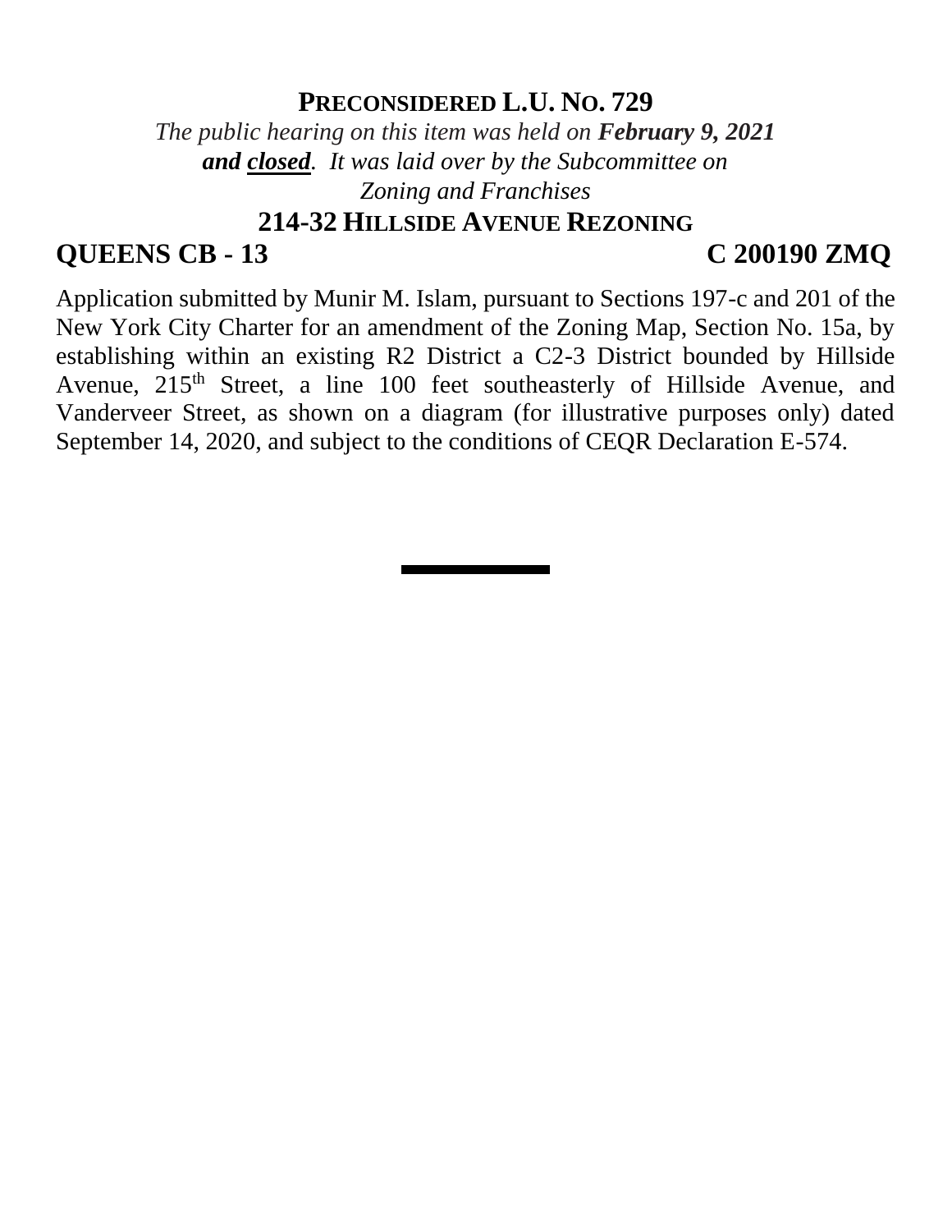**PRECONSIDERED L.U. NO. 729**

*The public hearing on this item was held on **February 9, 2021** **and <u>closed</u>**. It was laid over by the Subcommittee on Zoning and Franchises*

**214-32 HILLSIDE AVENUE REZONING**

**QUEENS CB - 13** **C 200190 ZMQ**

Application submitted by Munir M. Islam, pursuant to Sections 197-c and 201 of the New York City Charter for an amendment of the Zoning Map, Section No. 15a, by establishing within an existing R2 District a C2-3 District bounded by Hillside Avenue, 215th Street, a line 100 feet southeasterly of Hillside Avenue, and Vanderveer Street, as shown on a diagram (for illustrative purposes only) dated September 14, 2020, and subject to the conditions of CEQR Declaration E-574.